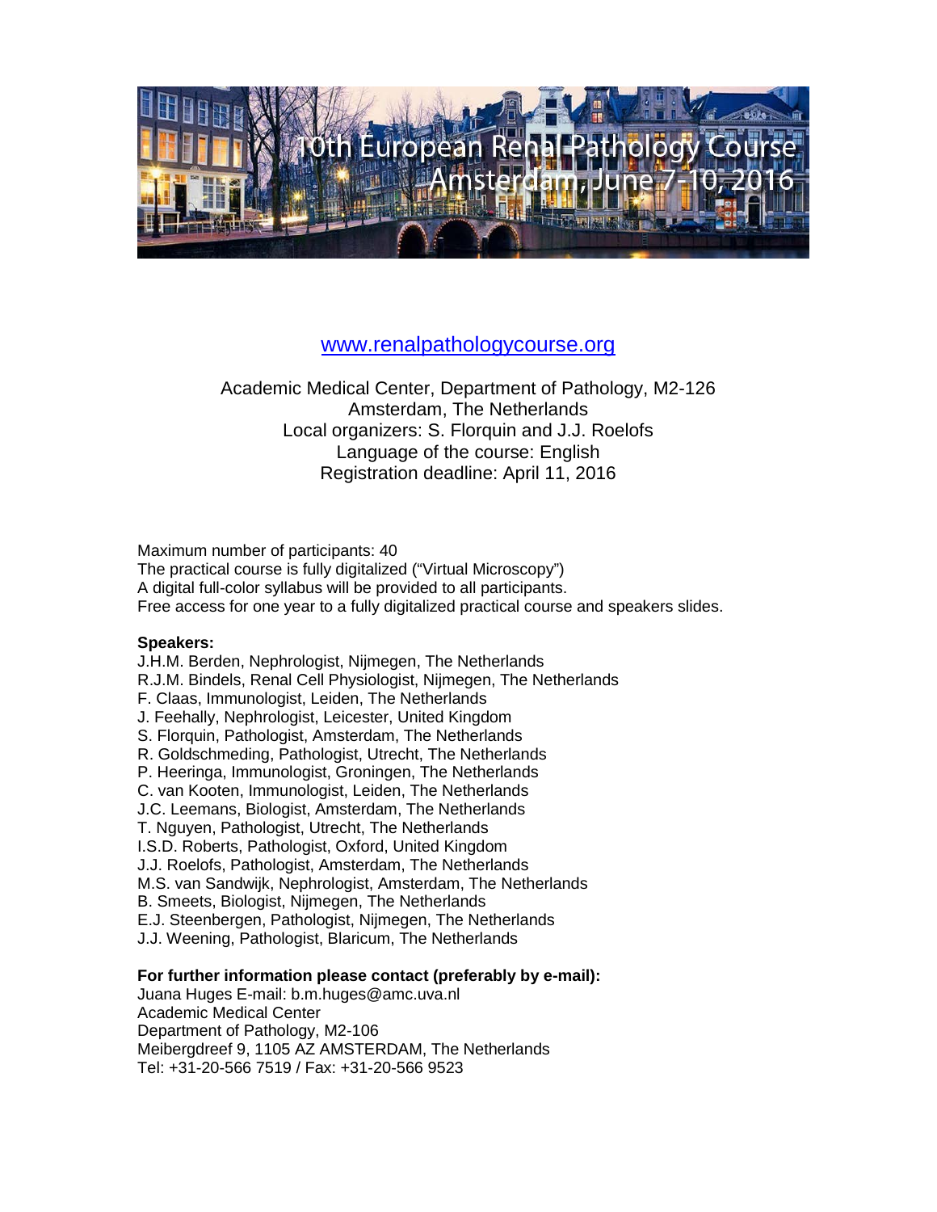# 10th European Renal Pathology Course

## Amsterdam, June 7-10, 2016

www.renalpathologycourse.org

Academic Medical Center, Department of Pathology, M2-126
Amsterdam, The Netherlands
Local organizers: S. Florquin and J.J. Roelofs
Language of the course: English
Registration deadline: April 11, 2016

Maximum number of participants: 40
The practical course is fully digitalized ("Virtual Microscopy")
A digital full-color syllabus will be provided to all participants.
Free access for one year to a fully digitalized practical course and speakers slides.

**Speakers:**

J.H.M. Berden, Nephrologist, Nijmegen, The Netherlands
R.J.M. Bindels, Renal Cell Physiologist, Nijmegen, The Netherlands
F. Claas, Immunologist, Leiden, The Netherlands
J. Feehally, Nephrologist, Leicester, United Kingdom
S. Florquin, Pathologist, Amsterdam, The Netherlands
R. Goldschmeding, Pathologist, Utrecht, The Netherlands
P. Heeringa, Immunologist, Groningen, The Netherlands
C. van Kooten, Immunologist, Leiden, The Netherlands
J.C. Leemans, Biologist, Amsterdam, The Netherlands
T. Nguyen, Pathologist, Utrecht, The Netherlands
I.S.D. Roberts, Pathologist, Oxford, United Kingdom
J.J. Roelofs, Pathologist, Amsterdam, The Netherlands
M.S. van Sandwijk, Nephrologist, Amsterdam, The Netherlands
B. Smeets, Biologist, Nijmegen, The Netherlands
E.J. Steenbergen, Pathologist, Nijmegen, The Netherlands
J.J. Weening, Pathologist, Blaricum, The Netherlands

**For further information please contact (preferably by e-mail):**

Juana Huges E-mail: b.m.huges@amc.uva.nl
Academic Medical Center
Department of Pathology, M2-106
Meibergdreef 9, 1105 AZ AMSTERDAM, The Netherlands
Tel: +31-20-566 7519 / Fax: +31-20-566 9523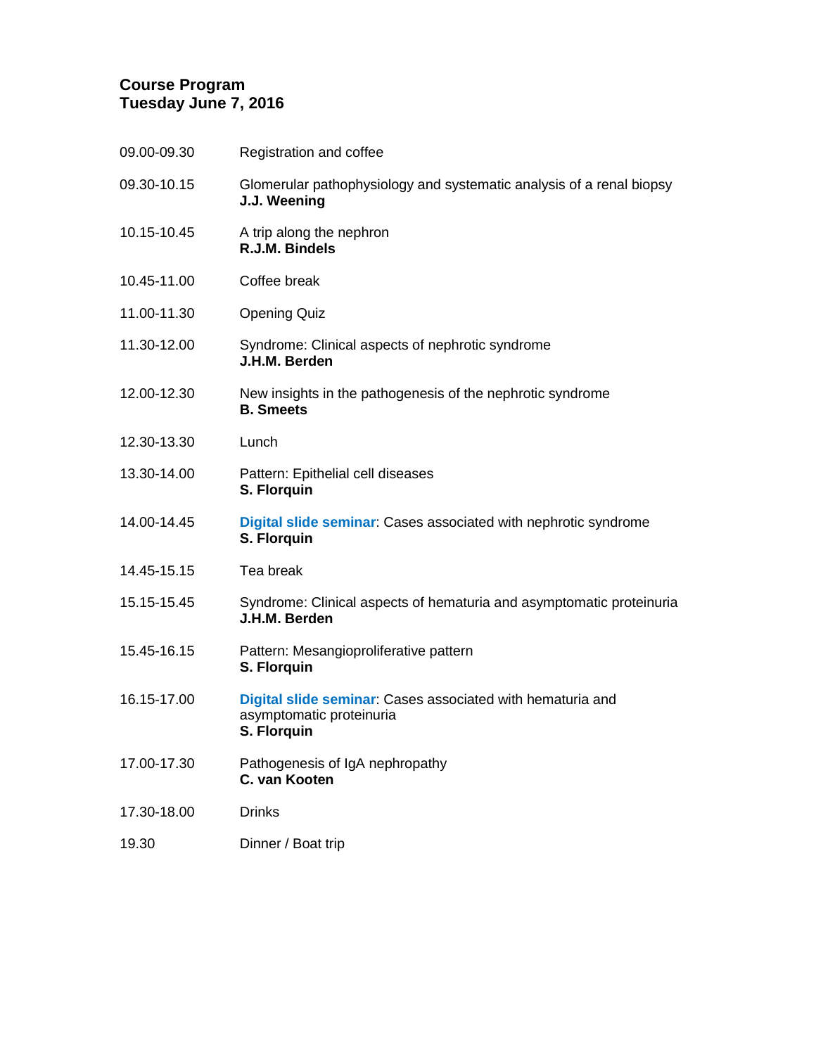**Course Program**
**Tuesday June 7, 2016**

| | |
|---|---|
| 09.00-09.30 | Registration and coffee |
| 09.30-10.15 | Glomerular pathophysiology and systematic analysis of a renal biopsy<br>**J.J. Weening** |
| 10.15-10.45 | A trip along the nephron<br>**R.J.M. Bindels** |
| 10.45-11.00 | Coffee break |
| 11.00-11.30 | Opening Quiz |
| 11.30-12.00 | Syndrome: Clinical aspects of nephrotic syndrome<br>**J.H.M. Berden** |
| 12.00-12.30 | New insights in the pathogenesis of the nephrotic syndrome<br>**B. Smeets** |
| 12.30-13.30 | Lunch |
| 13.30-14.00 | Pattern: Epithelial cell diseases<br>**S. Florquin** |
| 14.00-14.45 | **Digital slide seminar**: Cases associated with nephrotic syndrome<br>**S. Florquin** |
| 14.45-15.15 | Tea break |
| 15.15-15.45 | Syndrome: Clinical aspects of hematuria and asymptomatic proteinuria<br>**J.H.M. Berden** |
| 15.45-16.15 | Pattern: Mesangioproliferative pattern<br>**S. Florquin** |
| 16.15-17.00 | **Digital slide seminar**: Cases associated with hematuria and asymptomatic proteinuria<br>**S. Florquin** |
| 17.00-17.30 | Pathogenesis of IgA nephropathy<br>**C. van Kooten** |
| 17.30-18.00 | Drinks |
| 19.30 | Dinner / Boat trip |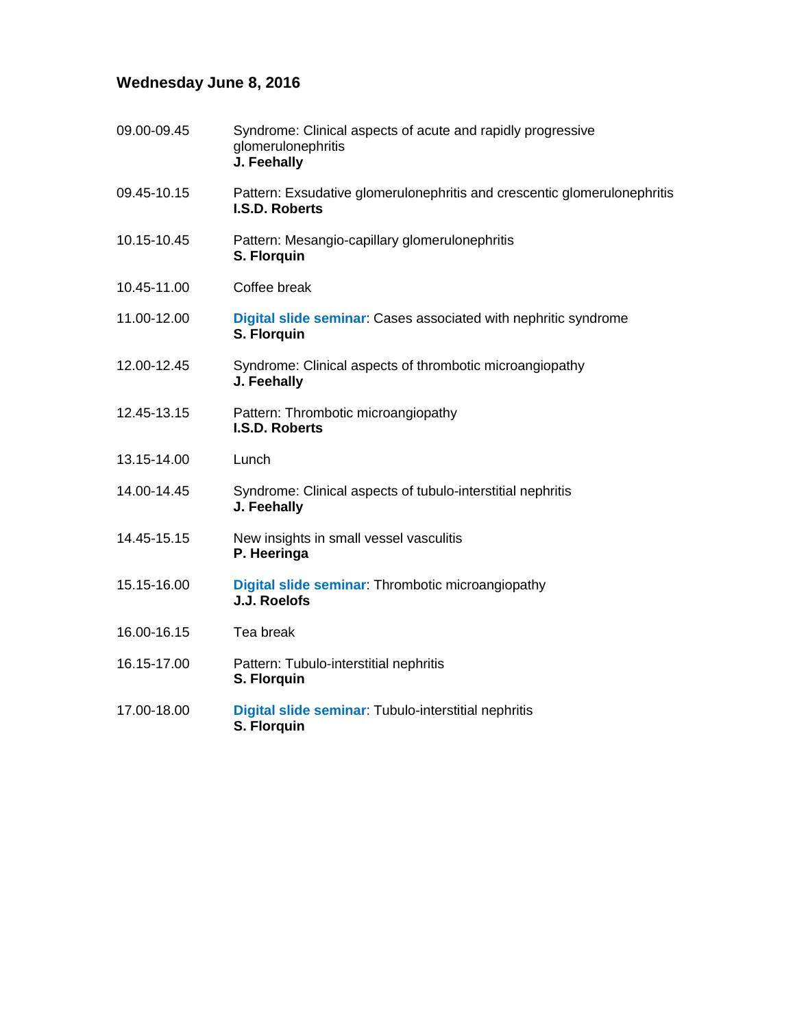## Wednesday June 8, 2016

| | |
|---|---|
| 09.00-09.45 | Syndrome: Clinical aspects of acute and rapidly progressive glomerulonephritis<br>**J. Feehally** |
| 09.45-10.15 | Pattern: Exsudative glomerulonephritis and crescentic glomerulonephritis<br>**I.S.D. Roberts** |
| 10.15-10.45 | Pattern: Mesangio-capillary glomerulonephritis<br>**S. Florquin** |
| 10.45-11.00 | Coffee break |
| 11.00-12.00 | **Digital slide seminar**: Cases associated with nephritic syndrome<br>**S. Florquin** |
| 12.00-12.45 | Syndrome: Clinical aspects of thrombotic microangiopathy<br>**J. Feehally** |
| 12.45-13.15 | Pattern: Thrombotic microangiopathy<br>**I.S.D. Roberts** |
| 13.15-14.00 | Lunch |
| 14.00-14.45 | Syndrome: Clinical aspects of tubulo-interstitial nephritis<br>**J. Feehally** |
| 14.45-15.15 | New insights in small vessel vasculitis<br>**P. Heeringa** |
| 15.15-16.00 | **Digital slide seminar**: Thrombotic microangiopathy<br>**J.J. Roelofs** |
| 16.00-16.15 | Tea break |
| 16.15-17.00 | Pattern: Tubulo-interstitial nephritis<br>**S. Florquin** |
| 17.00-18.00 | **Digital slide seminar**: Tubulo-interstitial nephritis<br>**S. Florquin** |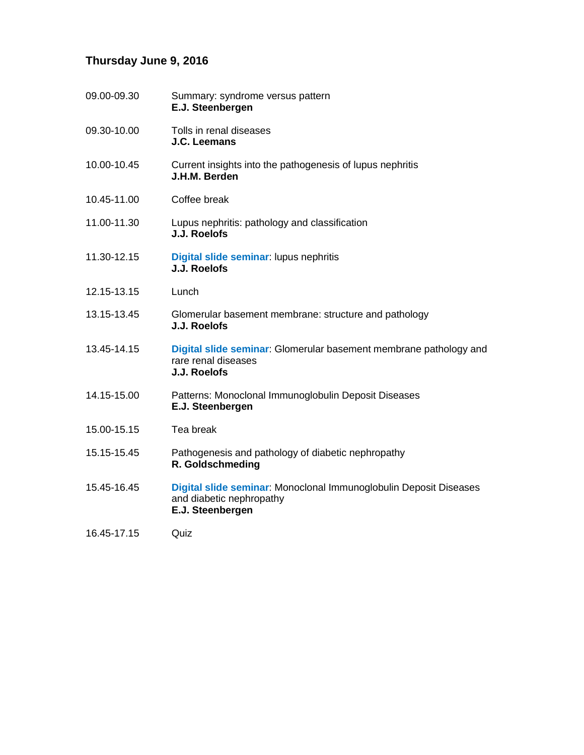## Thursday June 9, 2016

| | |
|---|---|
| 09.00-09.30 | Summary: syndrome versus pattern<br>**E.J. Steenbergen** |
| 09.30-10.00 | Tolls in renal diseases<br>**J.C. Leemans** |
| 10.00-10.45 | Current insights into the pathogenesis of lupus nephritis<br>**J.H.M. Berden** |
| 10.45-11.00 | Coffee break |
| 11.00-11.30 | Lupus nephritis: pathology and classification<br>**J.J. Roelofs** |
| 11.30-12.15 | **Digital slide seminar**: lupus nephritis<br>**J.J. Roelofs** |
| 12.15-13.15 | Lunch |
| 13.15-13.45 | Glomerular basement membrane: structure and pathology<br>**J.J. Roelofs** |
| 13.45-14.15 | **Digital slide seminar**: Glomerular basement membrane pathology and rare renal diseases<br>**J.J. Roelofs** |
| 14.15-15.00 | Patterns: Monoclonal Immunoglobulin Deposit Diseases<br>**E.J. Steenbergen** |
| 15.00-15.15 | Tea break |
| 15.15-15.45 | Pathogenesis and pathology of diabetic nephropathy<br>**R. Goldschmeding** |
| 15.45-16.45 | **Digital slide seminar**: Monoclonal Immunoglobulin Deposit Diseases and diabetic nephropathy<br>**E.J. Steenbergen** |
| 16.45-17.15 | Quiz |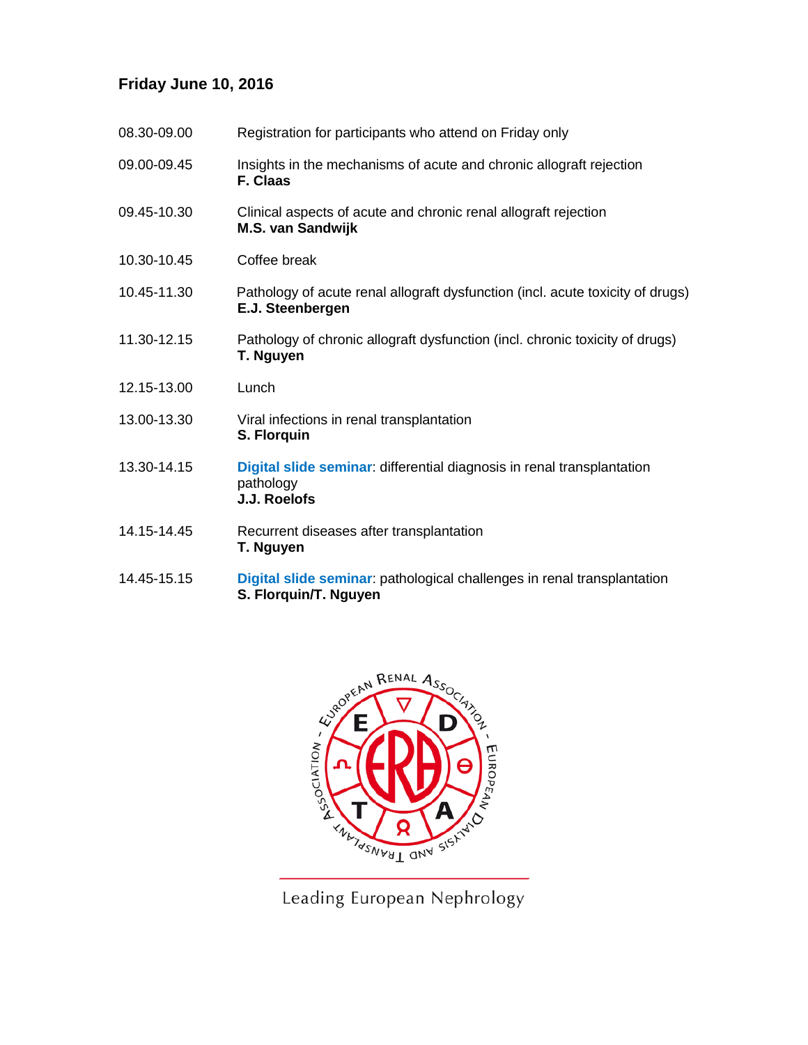**Friday June 10, 2016**

| | |
|---|---|
| 08.30-09.00 | Registration for participants who attend on Friday only |
| 09.00-09.45 | Insights in the mechanisms of acute and chronic allograft rejection **F. Claas** |
| 09.45-10.30 | Clinical aspects of acute and chronic renal allograft rejection **M.S. van Sandwijk** |
| 10.30-10.45 | Coffee break |
| 10.45-11.30 | Pathology of acute renal allograft dysfunction (incl. acute toxicity of drugs) **E.J. Steenbergen** |
| 11.30-12.15 | Pathology of chronic allograft dysfunction (incl. chronic toxicity of drugs) **T. Nguyen** |
| 12.15-13.00 | Lunch |
| 13.00-13.30 | Viral infections in renal transplantation **S. Florquin** |
| 13.30-14.15 | **Digital slide seminar**: differential diagnosis in renal transplantation pathology **J.J. Roelofs** |
| 14.15-14.45 | Recurrent diseases after transplantation **T. Nguyen** |
| 14.45-15.15 | **Digital slide seminar**: pathological challenges in renal transplantation **S. Florquin/T. Nguyen** |

European Renal Association - European Dialysis and Transplant Association

Leading European Nephrology